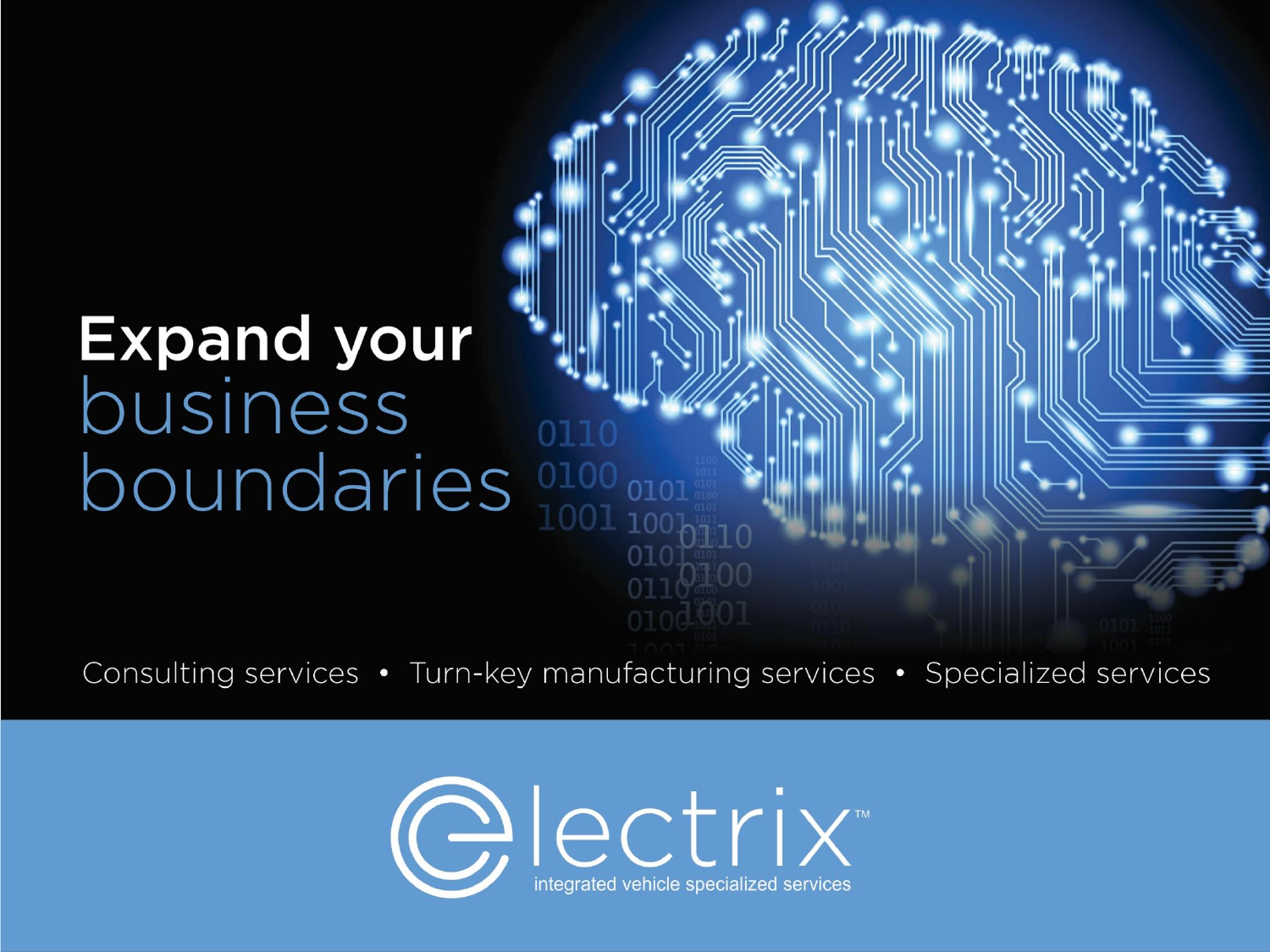# Expand your business boundaries

Consulting services • Turn-key manufacturing services • Specialized services

electrix™

integrated vehicle specialized services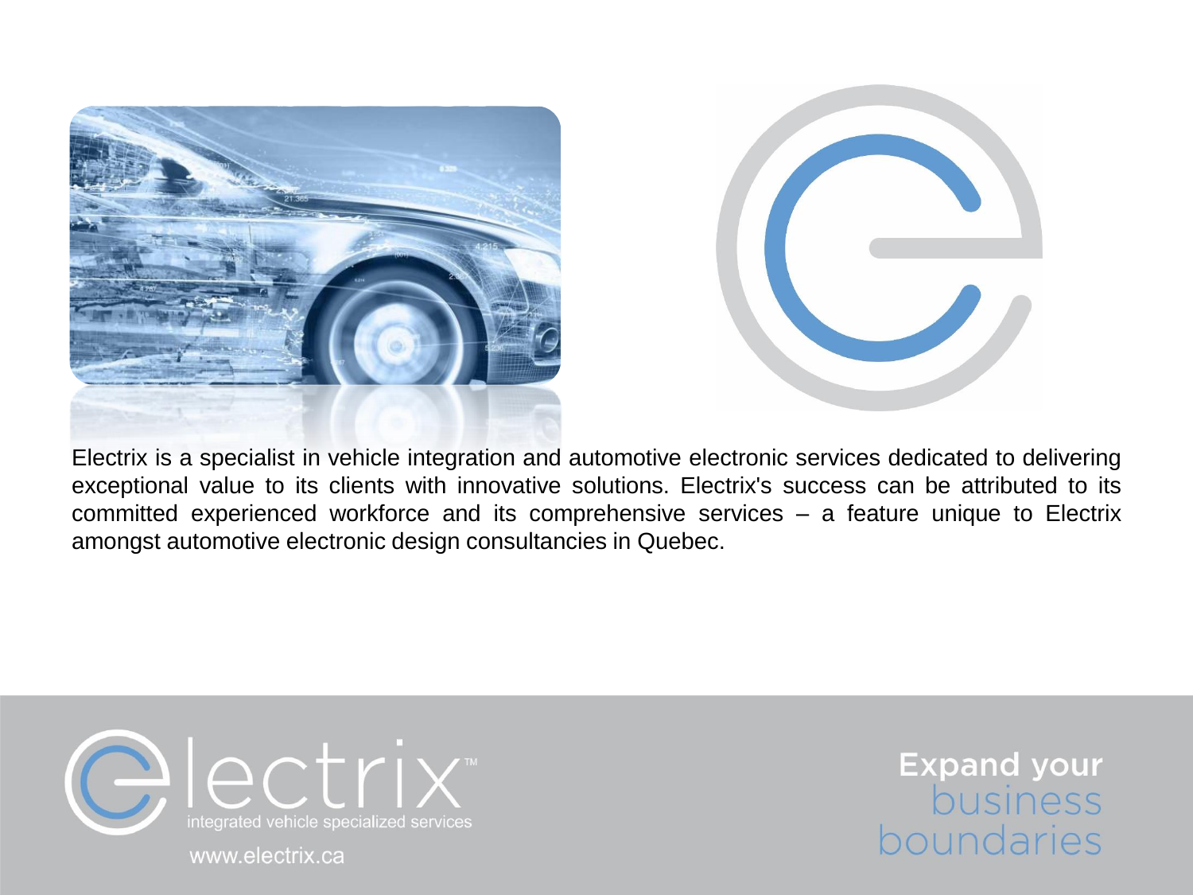Electrix is a specialist in vehicle integration and automotive electronic services dedicated to delivering exceptional value to its clients with innovative solutions. Electrix's success can be attributed to its committed experienced workforce and its comprehensive services – a feature unique to Electrix amongst automotive electronic design consultancies in Quebec.

electrix™

integrated vehicle specialized services

www.electrix.ca

**Expand your** business boundaries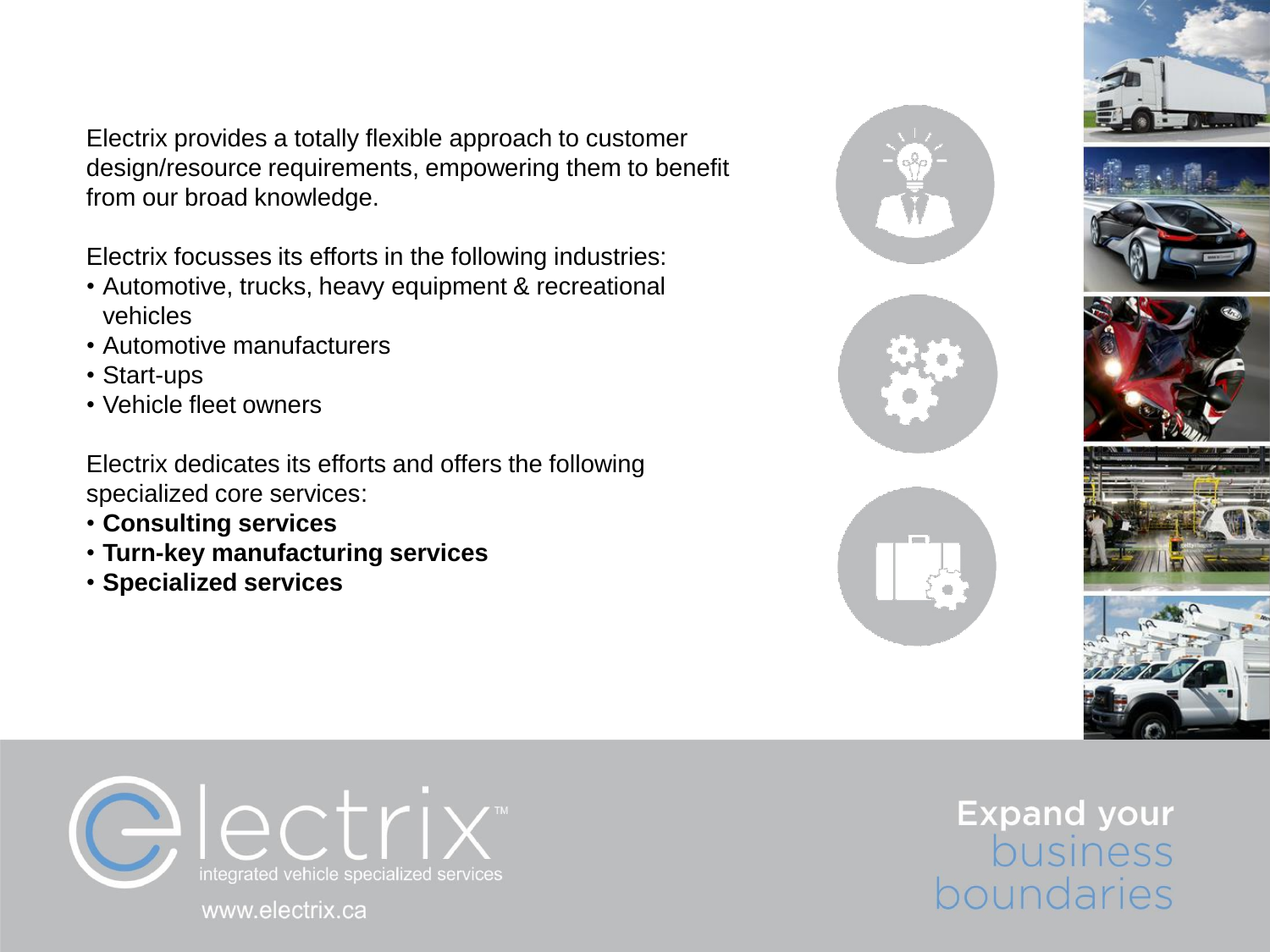Electrix provides a totally flexible approach to customer design/resource requirements, empowering them to benefit from our broad knowledge.

Electrix focusses its efforts in the following industries:

- Automotive, trucks, heavy equipment & recreational vehicles
- Automotive manufacturers
- Start-ups
- Vehicle fleet owners

Electrix dedicates its efforts and offers the following specialized core services:

- **Consulting services**
- **Turn-key manufacturing services**
- **Specialized services**

electrix™
integrated vehicle specialized services

www.electrix.ca

Expand your business boundaries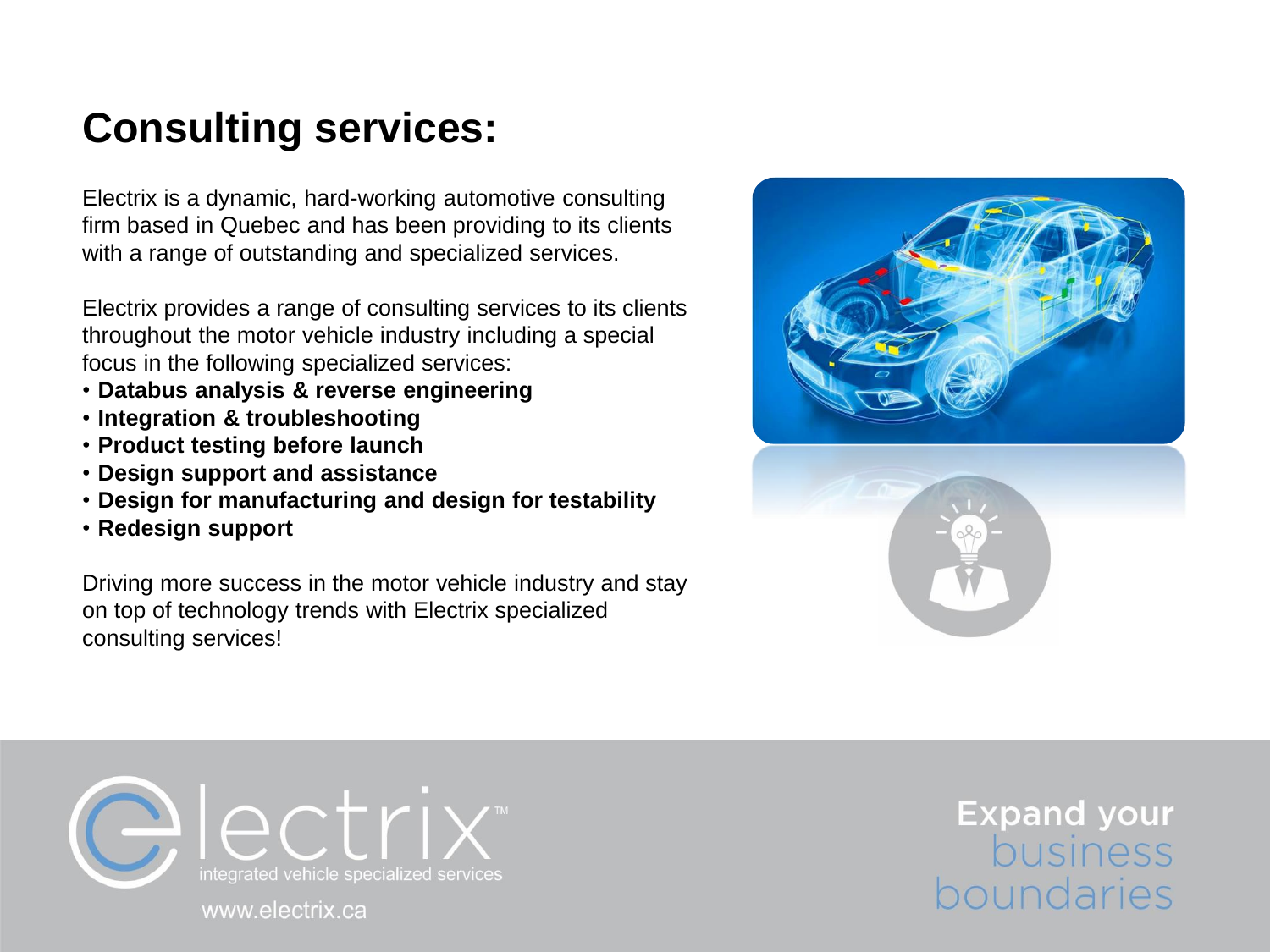# Consulting services:

Electrix is a dynamic, hard-working automotive consulting firm based in Quebec and has been providing to its clients with a range of outstanding and specialized services.

Electrix provides a range of consulting services to its clients throughout the motor vehicle industry including a special focus in the following specialized services:

- **Databus analysis & reverse engineering**
- **Integration & troubleshooting**
- **Product testing before launch**
- **Design support and assistance**
- **Design for manufacturing and design for testability**
- **Redesign support**

Driving more success in the motor vehicle industry and stay on top of technology trends with Electrix specialized consulting services!

electrix™
integrated vehicle specialized services

www.electrix.ca

Expand your business boundaries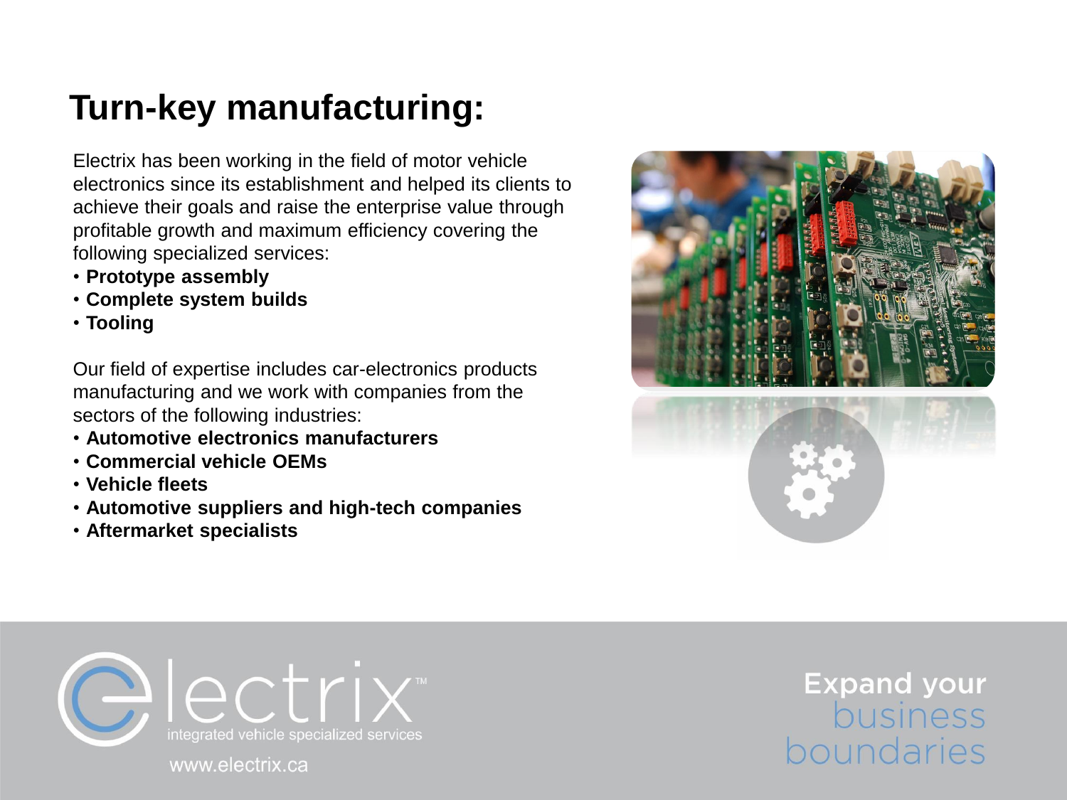# Turn-key manufacturing:

Electrix has been working in the field of motor vehicle electronics since its establishment and helped its clients to achieve their goals and raise the enterprise value through profitable growth and maximum efficiency covering the following specialized services:

- **Prototype assembly**
- **Complete system builds**
- **Tooling**

Our field of expertise includes car-electronics products manufacturing and we work with companies from the sectors of the following industries:

- **Automotive electronics manufacturers**
- **Commercial vehicle OEMs**
- **Vehicle fleets**
- **Automotive suppliers and high-tech companies**
- **Aftermarket specialists**

electrix™
integrated vehicle specialized services

www.electrix.ca

**Expand your** business boundaries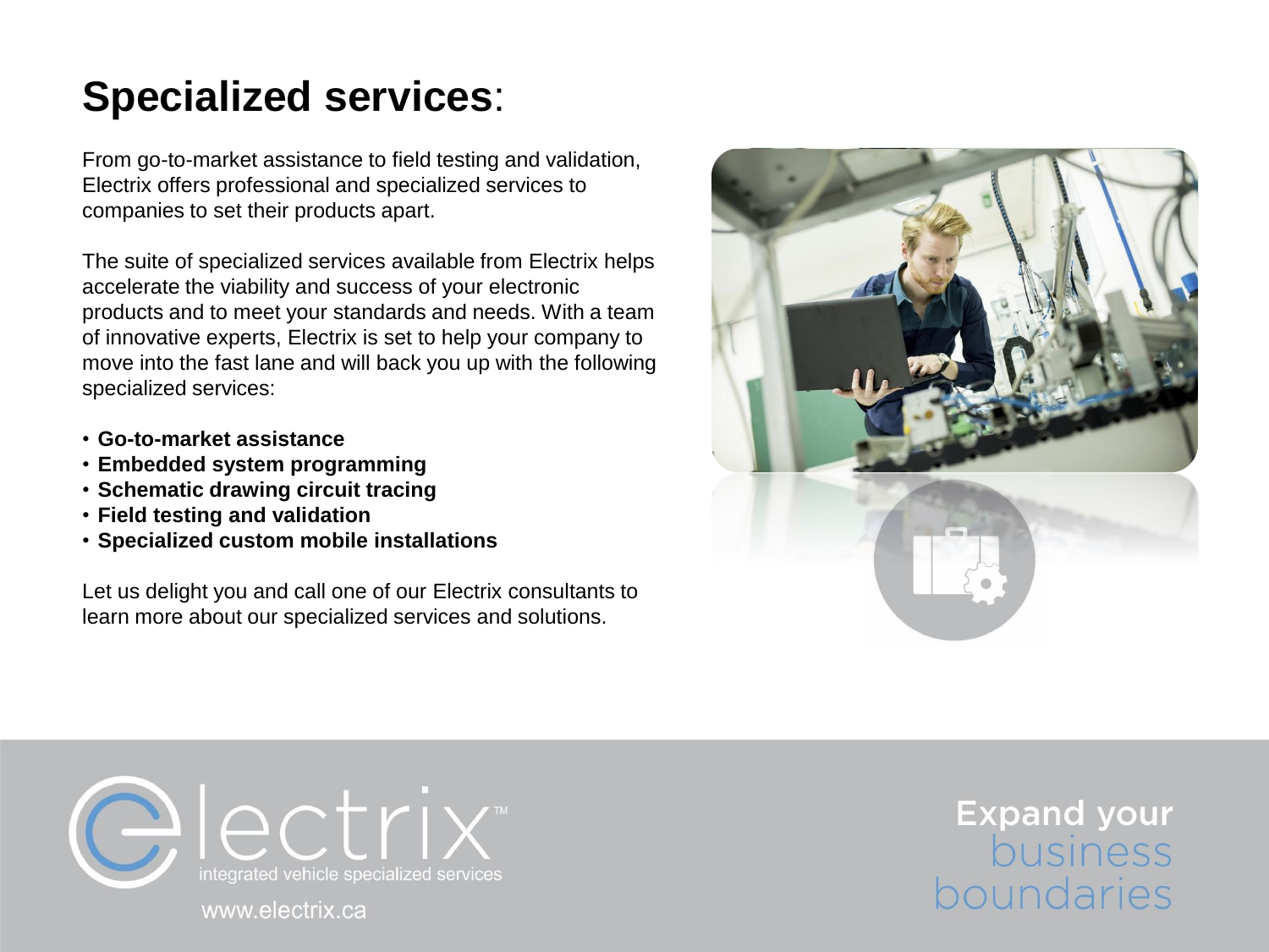# Specialized services:

From go-to-market assistance to field testing and validation, Electrix offers professional and specialized services to companies to set their products apart.

The suite of specialized services available from Electrix helps accelerate the viability and success of your electronic products and to meet your standards and needs. With a team of innovative experts, Electrix is set to help your company to move into the fast lane and will back you up with the following specialized services:

- **Go-to-market assistance**
- **Embedded system programming**
- **Schematic drawing circuit tracing**
- **Field testing and validation**
- **Specialized custom mobile installations**

Let us delight you and call one of our Electrix consultants to learn more about our specialized services and solutions.

electrix™
integrated vehicle specialized services

www.electrix.ca

Expand your business boundaries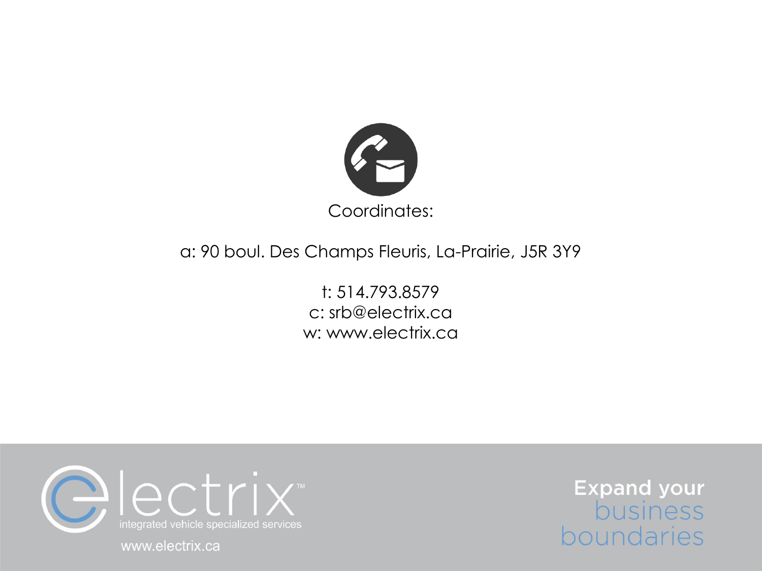Coordinates:

a: 90 boul. Des Champs Fleuris, La-Prairie, J5R 3Y9

t: 514.793.8579
c: srb@electrix.ca
w: www.electrix.ca

electrix™
integrated vehicle specialized services
www.electrix.ca

Expand your business boundaries